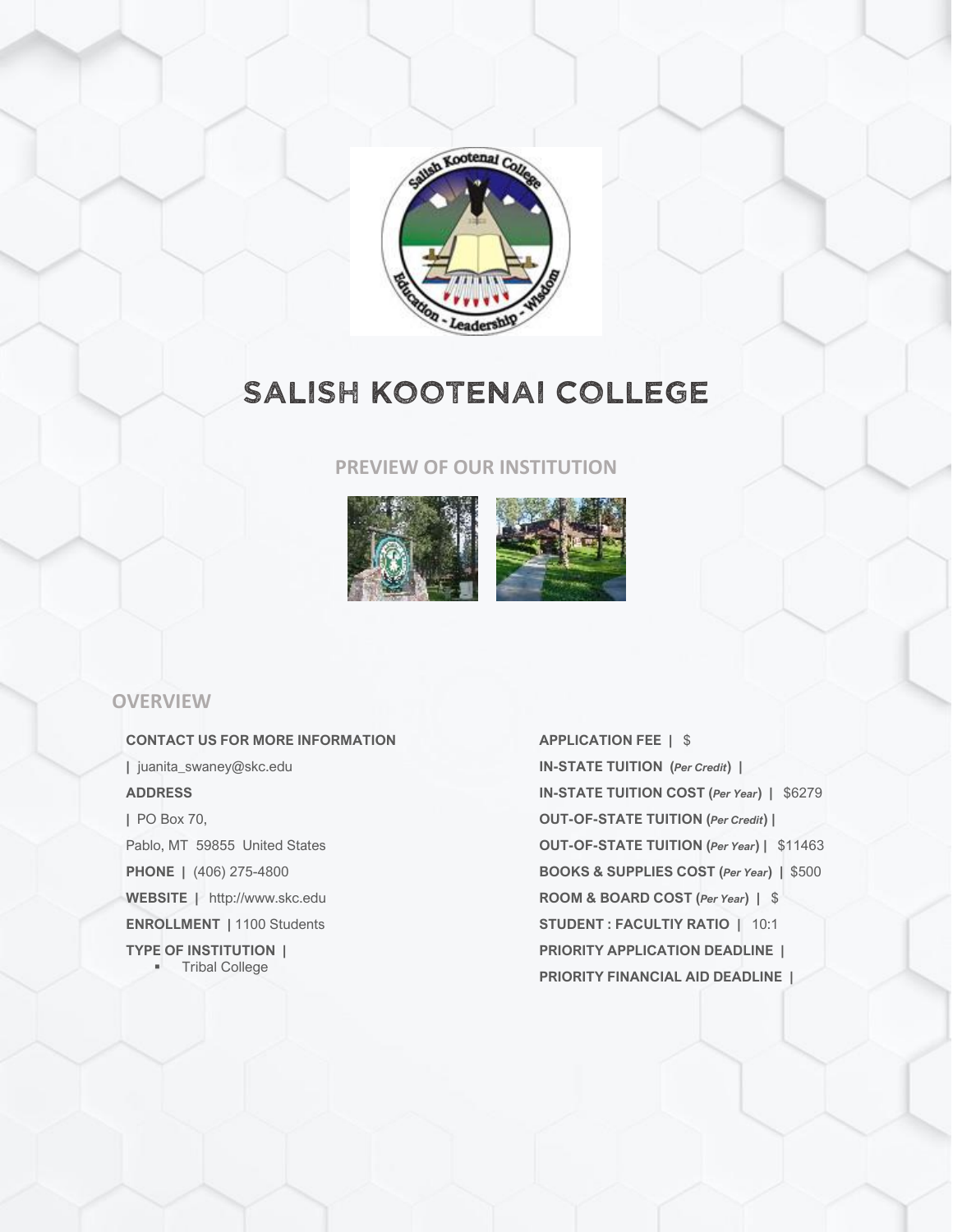# SALISH KOOTENAI COLLEGE

## PREVIEW OF OUR INSTITUTION

## OVERVIEW

**CONTACT US FOR MORE INFORMATION**

**|** juanita_swaney@skc.edu

**ADDRESS**

**|** PO Box 70,

Pablo, MT 59855 United States

**PHONE |** (406) 275-4800

**WEBSITE |** http://www.skc.edu

**ENROLLMENT |** 1100 Students

**TYPE OF INSTITUTION |**

- Tribal College

**APPLICATION FEE |** $

**IN-STATE TUITION (*Per Credit*) |**

**IN-STATE TUITION COST (*Per Year*) |** $6279

**OUT-OF-STATE TUITION (*Per Credit*) |**

**OUT-OF-STATE TUITION (*Per Year*) |** $11463

**BOOKS & SUPPLIES COST (*Per Year*) |** $500

**ROOM & BOARD COST (*Per Year*) |** $

**STUDENT : FACULTIY RATIO |** 10:1

**PRIORITY APPLICATION DEADLINE |**

**PRIORITY FINANCIAL AID DEADLINE |**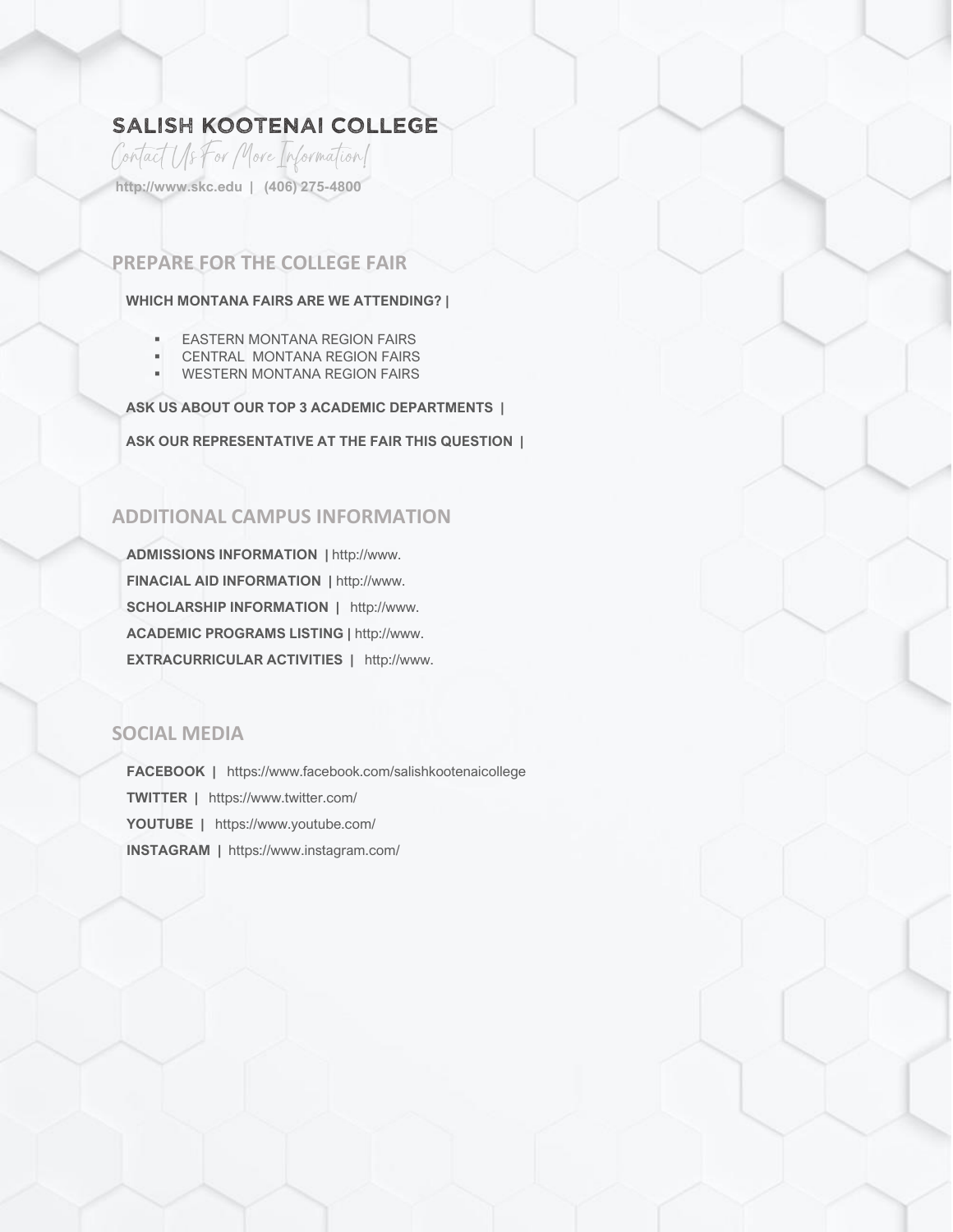# SALISH KOOTENAI COLLEGE

*Contact Us For More Information!*

**http://www.skc.edu | (406) 275-4800**

## PREPARE FOR THE COLLEGE FAIR

**WHICH MONTANA FAIRS ARE WE ATTENDING? |**

- EASTERN MONTANA REGION FAIRS
- CENTRAL MONTANA REGION FAIRS
- WESTERN MONTANA REGION FAIRS

**ASK US ABOUT OUR TOP 3 ACADEMIC DEPARTMENTS |**

**ASK OUR REPRESENTATIVE AT THE FAIR THIS QUESTION |**

## ADDITIONAL CAMPUS INFORMATION

**ADMISSIONS INFORMATION |** http://www.

**FINACIAL AID INFORMATION |** http://www.

**SCHOLARSHIP INFORMATION |** http://www.

**ACADEMIC PROGRAMS LISTING |** http://www.

**EXTRACURRICULAR ACTIVITIES |** http://www.

## SOCIAL MEDIA

**FACEBOOK |** https://www.facebook.com/salishkootenaicollege

**TWITTER |** https://www.twitter.com/

**YOUTUBE |** https://www.youtube.com/

**INSTAGRAM |** https://www.instagram.com/